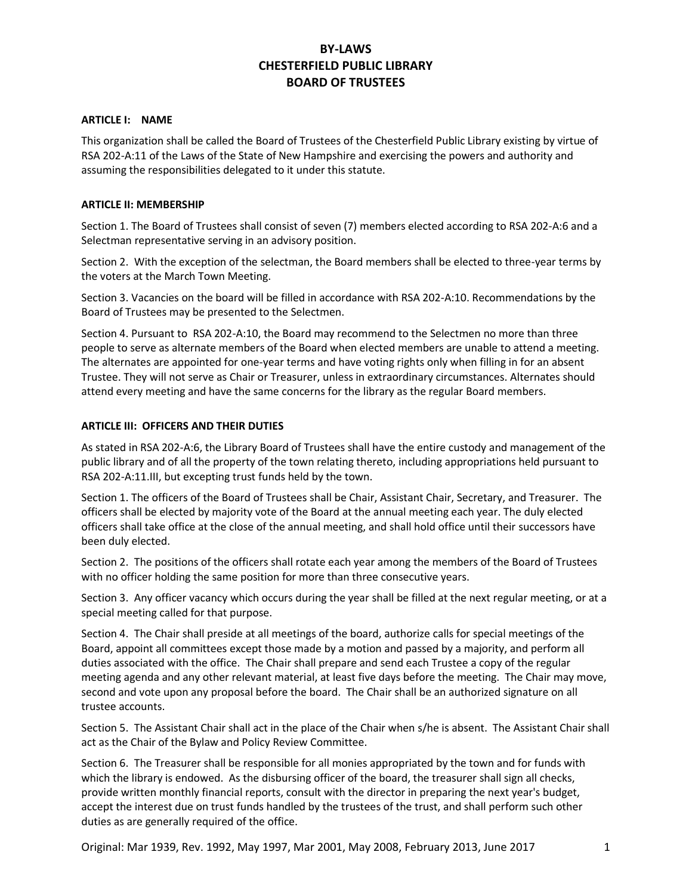# BY-LAWS
# CHESTERFIELD PUBLIC LIBRARY
# BOARD OF TRUSTEES

### ARTICLE I: NAME

This organization shall be called the Board of Trustees of the Chesterfield Public Library existing by virtue of RSA 202-A:11 of the Laws of the State of New Hampshire and exercising the powers and authority and assuming the responsibilities delegated to it under this statute.

### ARTICLE II: MEMBERSHIP

Section 1. The Board of Trustees shall consist of seven (7) members elected according to RSA 202-A:6 and a Selectman representative serving in an advisory position.

Section 2. With the exception of the selectman, the Board members shall be elected to three-year terms by the voters at the March Town Meeting.

Section 3. Vacancies on the board will be filled in accordance with RSA 202-A:10. Recommendations by the Board of Trustees may be presented to the Selectmen.

Section 4. Pursuant to RSA 202-A:10, the Board may recommend to the Selectmen no more than three people to serve as alternate members of the Board when elected members are unable to attend a meeting. The alternates are appointed for one-year terms and have voting rights only when filling in for an absent Trustee. They will not serve as Chair or Treasurer, unless in extraordinary circumstances. Alternates should attend every meeting and have the same concerns for the library as the regular Board members.

### ARTICLE III: OFFICERS AND THEIR DUTIES

As stated in RSA 202-A:6, the Library Board of Trustees shall have the entire custody and management of the public library and of all the property of the town relating thereto, including appropriations held pursuant to RSA 202-A:11.III, but excepting trust funds held by the town.

Section 1. The officers of the Board of Trustees shall be Chair, Assistant Chair, Secretary, and Treasurer. The officers shall be elected by majority vote of the Board at the annual meeting each year. The duly elected officers shall take office at the close of the annual meeting, and shall hold office until their successors have been duly elected.

Section 2. The positions of the officers shall rotate each year among the members of the Board of Trustees with no officer holding the same position for more than three consecutive years.

Section 3. Any officer vacancy which occurs during the year shall be filled at the next regular meeting, or at a special meeting called for that purpose.

Section 4. The Chair shall preside at all meetings of the board, authorize calls for special meetings of the Board, appoint all committees except those made by a motion and passed by a majority, and perform all duties associated with the office. The Chair shall prepare and send each Trustee a copy of the regular meeting agenda and any other relevant material, at least five days before the meeting. The Chair may move, second and vote upon any proposal before the board. The Chair shall be an authorized signature on all trustee accounts.

Section 5. The Assistant Chair shall act in the place of the Chair when s/he is absent. The Assistant Chair shall act as the Chair of the Bylaw and Policy Review Committee.

Section 6. The Treasurer shall be responsible for all monies appropriated by the town and for funds with which the library is endowed. As the disbursing officer of the board, the treasurer shall sign all checks, provide written monthly financial reports, consult with the director in preparing the next year's budget, accept the interest due on trust funds handled by the trustees of the trust, and shall perform such other duties as are generally required of the office.

Original: Mar 1939, Rev. 1992, May 1997, Mar 2001, May 2008, February 2013, June 2017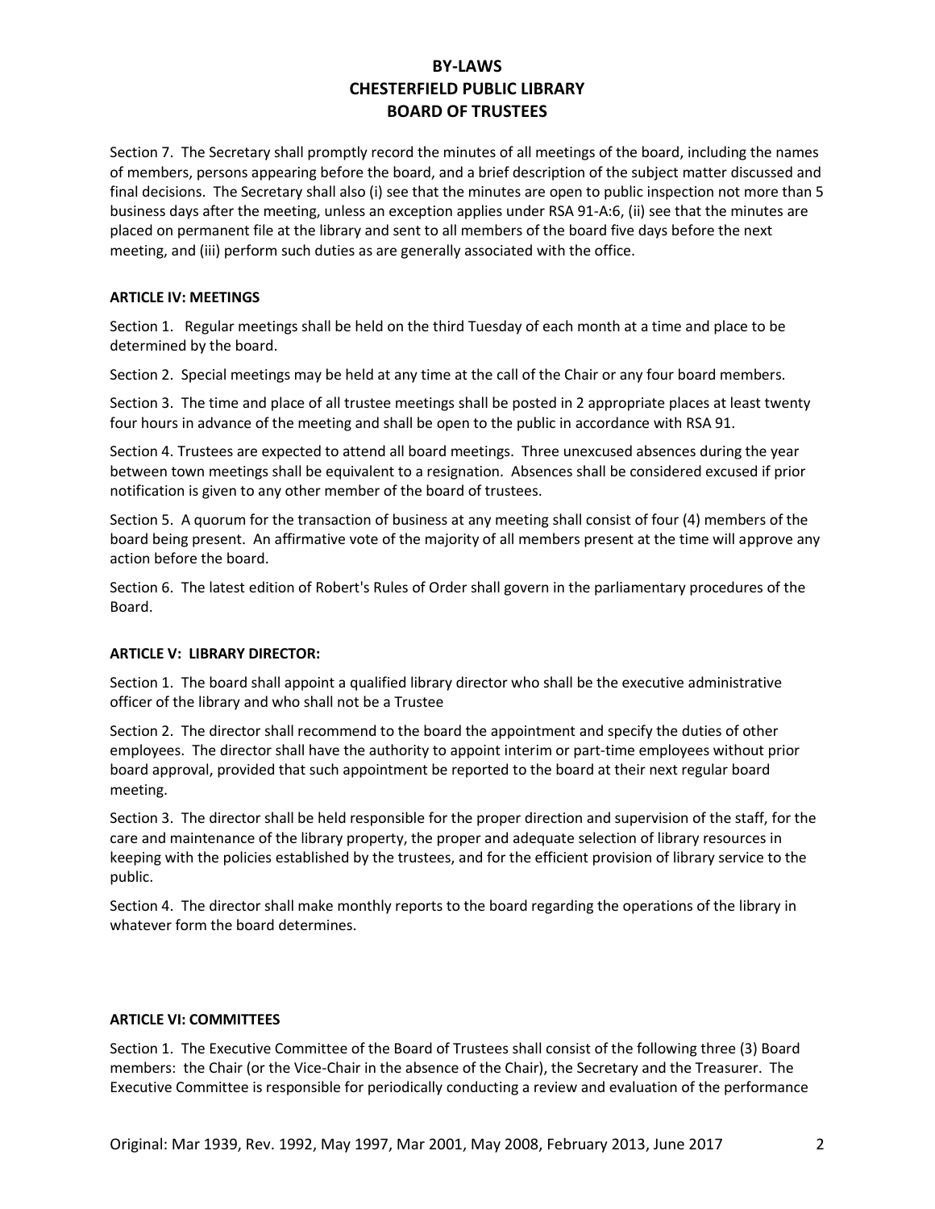Section 7. The Secretary shall promptly record the minutes of all meetings of the board, including the names of members, persons appearing before the board, and a brief description of the subject matter discussed and final decisions. The Secretary shall also (i) see that the minutes are open to public inspection not more than 5 business days after the meeting, unless an exception applies under RSA 91-A:6, (ii) see that the minutes are placed on permanent file at the library and sent to all members of the board five days before the next meeting, and (iii) perform such duties as are generally associated with the office.

**ARTICLE IV: MEETINGS**

Section 1. Regular meetings shall be held on the third Tuesday of each month at a time and place to be determined by the board.

Section 2. Special meetings may be held at any time at the call of the Chair or any four board members.

Section 3. The time and place of all trustee meetings shall be posted in 2 appropriate places at least twenty four hours in advance of the meeting and shall be open to the public in accordance with RSA 91.

Section 4. Trustees are expected to attend all board meetings. Three unexcused absences during the year between town meetings shall be equivalent to a resignation. Absences shall be considered excused if prior notification is given to any other member of the board of trustees.

Section 5. A quorum for the transaction of business at any meeting shall consist of four (4) members of the board being present. An affirmative vote of the majority of all members present at the time will approve any action before the board.

Section 6. The latest edition of Robert's Rules of Order shall govern in the parliamentary procedures of the Board.

**ARTICLE V: LIBRARY DIRECTOR:**

Section 1. The board shall appoint a qualified library director who shall be the executive administrative officer of the library and who shall not be a Trustee

Section 2. The director shall recommend to the board the appointment and specify the duties of other employees. The director shall have the authority to appoint interim or part-time employees without prior board approval, provided that such appointment be reported to the board at their next regular board meeting.

Section 3. The director shall be held responsible for the proper direction and supervision of the staff, for the care and maintenance of the library property, the proper and adequate selection of library resources in keeping with the policies established by the trustees, and for the efficient provision of library service to the public.

Section 4. The director shall make monthly reports to the board regarding the operations of the library in whatever form the board determines.

**ARTICLE VI: COMMITTEES**

Section 1. The Executive Committee of the Board of Trustees shall consist of the following three (3) Board members: the Chair (or the Vice-Chair in the absence of the Chair), the Secretary and the Treasurer. The Executive Committee is responsible for periodically conducting a review and evaluation of the performance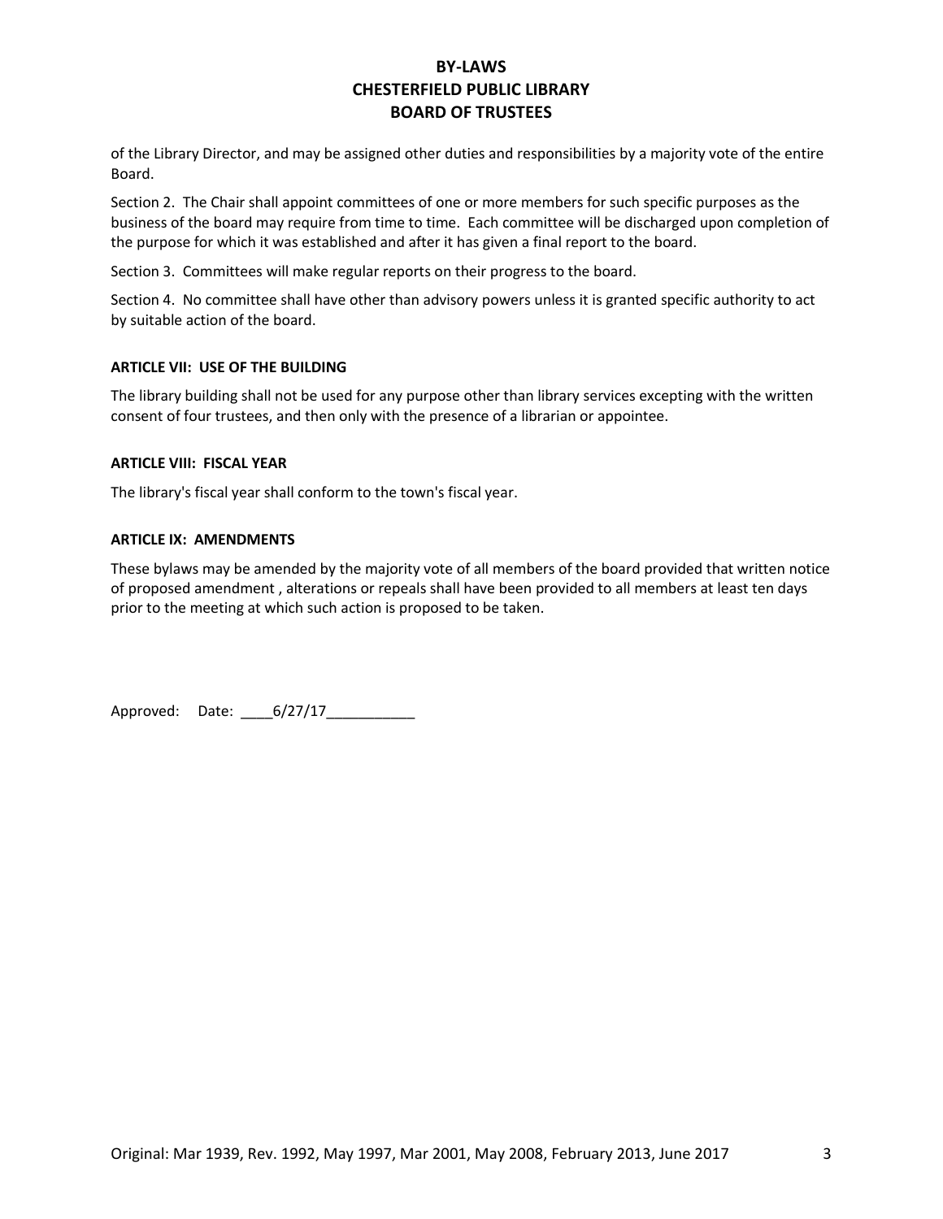of the Library Director, and may be assigned other duties and responsibilities by a majority vote of the entire Board.

Section 2. The Chair shall appoint committees of one or more members for such specific purposes as the business of the board may require from time to time. Each committee will be discharged upon completion of the purpose for which it was established and after it has given a final report to the board.

Section 3. Committees will make regular reports on their progress to the board.

Section 4. No committee shall have other than advisory powers unless it is granted specific authority to act by suitable action of the board.

**ARTICLE VII: USE OF THE BUILDING**

The library building shall not be used for any purpose other than library services excepting with the written consent of four trustees, and then only with the presence of a librarian or appointee.

**ARTICLE VIII: FISCAL YEAR**

The library's fiscal year shall conform to the town's fiscal year.

**ARTICLE IX: AMENDMENTS**

These bylaws may be amended by the majority vote of all members of the board provided that written notice of proposed amendment , alterations or repeals shall have been provided to all members at least ten days prior to the meeting at which such action is proposed to be taken.

Approved: Date: ____6/27/17___________

Original: Mar 1939, Rev. 1992, May 1997, Mar 2001, May 2008, February 2013, June 2017